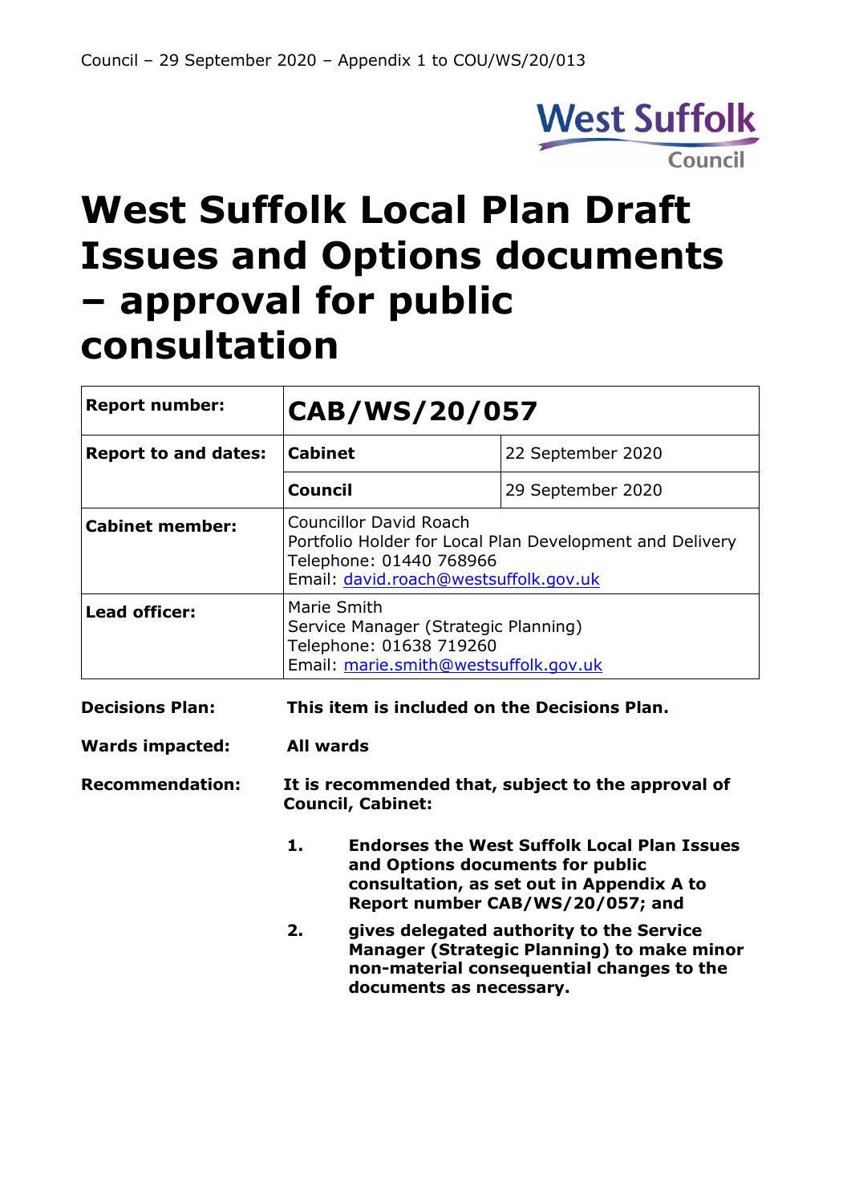West Suffolk Council

# West Suffolk Local Plan Draft Issues and Options documents – approval for public consultation

| **Report number:** | **CAB/WS/20/057** | |
|---|---|---|
| **Report to and dates:** | **Cabinet** | 22 September 2020 |
| | **Council** | 29 September 2020 |
| **Cabinet member:** | Councillor David Roach<br>Portfolio Holder for Local Plan Development and Delivery<br>Telephone: 01440 768966<br>Email: david.roach@westsuffolk.gov.uk | |
| **Lead officer:** | Marie Smith<br>Service Manager (Strategic Planning)<br>Telephone: 01638 719260<br>Email: marie.smith@westsuffolk.gov.uk | |

**Decisions Plan:** **This item is included on the Decisions Plan.**

**Wards impacted:** **All wards**

**Recommendation:** **It is recommended that, subject to the approval of Council, Cabinet:**

1. **Endorses the West Suffolk Local Plan Issues and Options documents for public consultation, as set out in Appendix A to Report number CAB/WS/20/057; and**
2. **gives delegated authority to the Service Manager (Strategic Planning) to make minor non-material consequential changes to the documents as necessary.**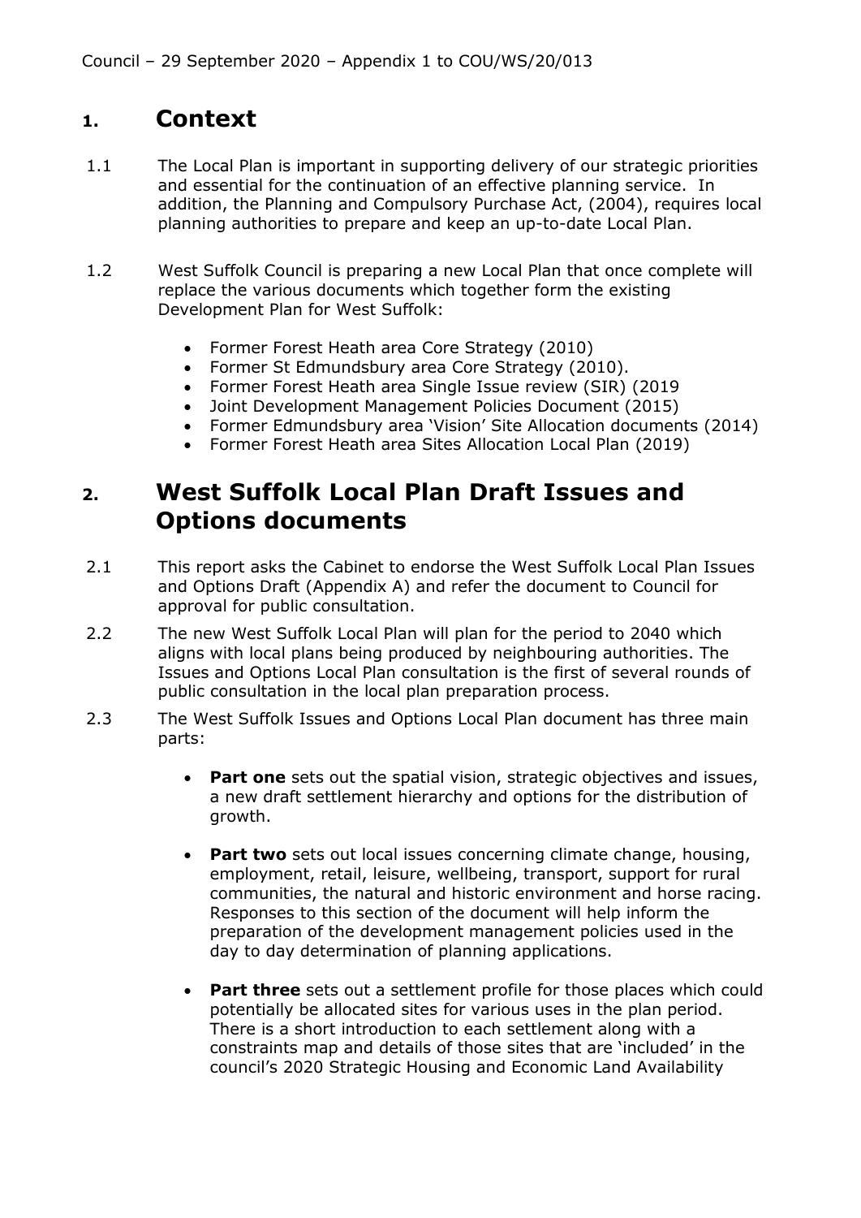## 1. Context

1.1 The Local Plan is important in supporting delivery of our strategic priorities and essential for the continuation of an effective planning service. In addition, the Planning and Compulsory Purchase Act, (2004), requires local planning authorities to prepare and keep an up-to-date Local Plan.

1.2 West Suffolk Council is preparing a new Local Plan that once complete will replace the various documents which together form the existing Development Plan for West Suffolk:

- Former Forest Heath area Core Strategy (2010)
- Former St Edmundsbury area Core Strategy (2010).
- Former Forest Heath area Single Issue review (SIR) (2019
- Joint Development Management Policies Document (2015)
- Former Edmundsbury area 'Vision' Site Allocation documents (2014)
- Former Forest Heath area Sites Allocation Local Plan (2019)

## 2. West Suffolk Local Plan Draft Issues and Options documents

2.1 This report asks the Cabinet to endorse the West Suffolk Local Plan Issues and Options Draft (Appendix A) and refer the document to Council for approval for public consultation.

2.2 The new West Suffolk Local Plan will plan for the period to 2040 which aligns with local plans being produced by neighbouring authorities. The Issues and Options Local Plan consultation is the first of several rounds of public consultation in the local plan preparation process.

2.3 The West Suffolk Issues and Options Local Plan document has three main parts:

- **Part one** sets out the spatial vision, strategic objectives and issues, a new draft settlement hierarchy and options for the distribution of growth.
- **Part two** sets out local issues concerning climate change, housing, employment, retail, leisure, wellbeing, transport, support for rural communities, the natural and historic environment and horse racing. Responses to this section of the document will help inform the preparation of the development management policies used in the day to day determination of planning applications.
- **Part three** sets out a settlement profile for those places which could potentially be allocated sites for various uses in the plan period. There is a short introduction to each settlement along with a constraints map and details of those sites that are 'included' in the council's 2020 Strategic Housing and Economic Land Availability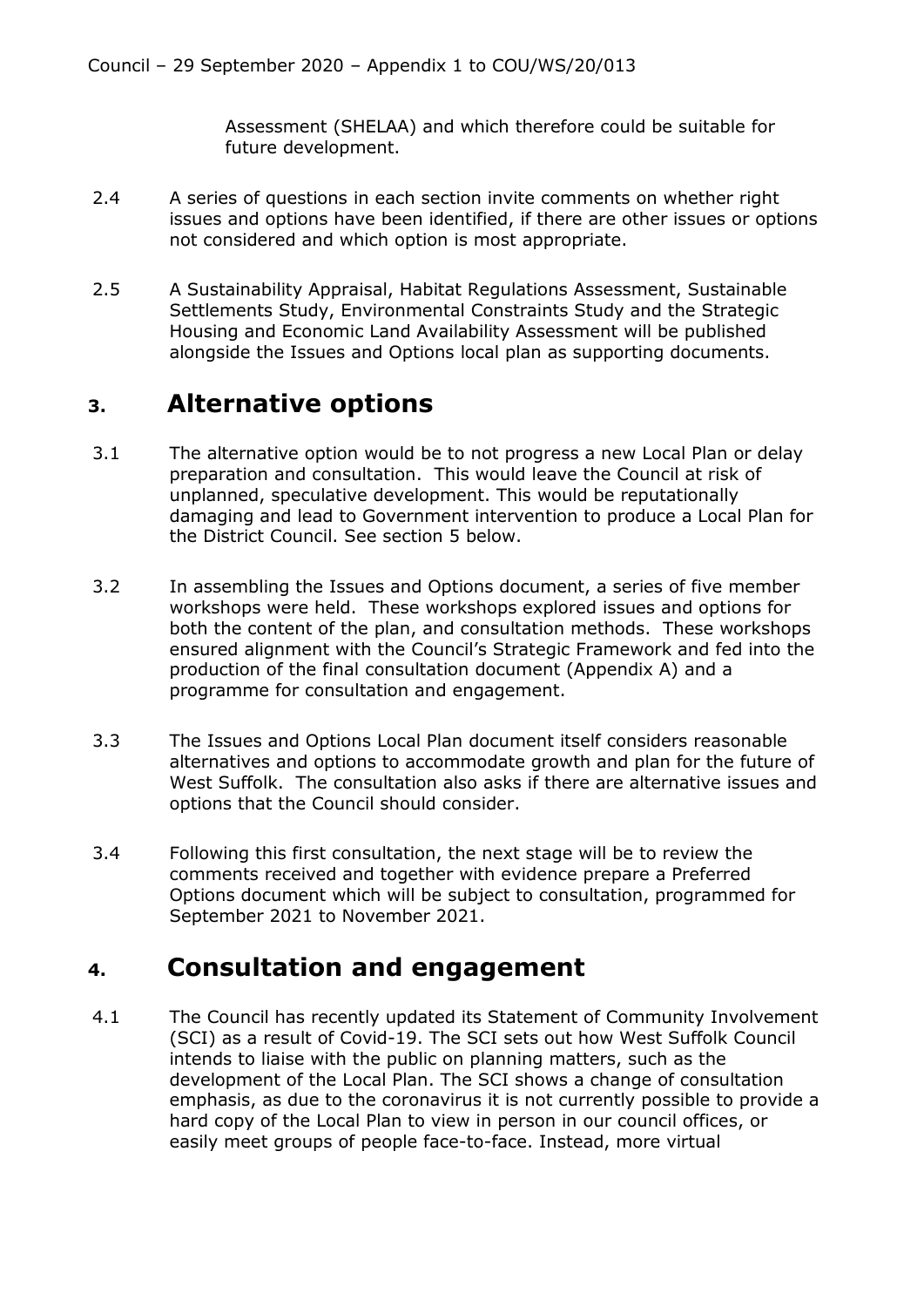Assessment (SHELAA) and which therefore could be suitable for future development.

2.4 A series of questions in each section invite comments on whether right issues and options have been identified, if there are other issues or options not considered and which option is most appropriate.

2.5 A Sustainability Appraisal, Habitat Regulations Assessment, Sustainable Settlements Study, Environmental Constraints Study and the Strategic Housing and Economic Land Availability Assessment will be published alongside the Issues and Options local plan as supporting documents.

## 3. Alternative options

3.1 The alternative option would be to not progress a new Local Plan or delay preparation and consultation. This would leave the Council at risk of unplanned, speculative development. This would be reputationally damaging and lead to Government intervention to produce a Local Plan for the District Council. See section 5 below.

3.2 In assembling the Issues and Options document, a series of five member workshops were held. These workshops explored issues and options for both the content of the plan, and consultation methods. These workshops ensured alignment with the Council's Strategic Framework and fed into the production of the final consultation document (Appendix A) and a programme for consultation and engagement.

3.3 The Issues and Options Local Plan document itself considers reasonable alternatives and options to accommodate growth and plan for the future of West Suffolk. The consultation also asks if there are alternative issues and options that the Council should consider.

3.4 Following this first consultation, the next stage will be to review the comments received and together with evidence prepare a Preferred Options document which will be subject to consultation, programmed for September 2021 to November 2021.

## 4. Consultation and engagement

4.1 The Council has recently updated its Statement of Community Involvement (SCI) as a result of Covid-19. The SCI sets out how West Suffolk Council intends to liaise with the public on planning matters, such as the development of the Local Plan. The SCI shows a change of consultation emphasis, as due to the coronavirus it is not currently possible to provide a hard copy of the Local Plan to view in person in our council offices, or easily meet groups of people face-to-face. Instead, more virtual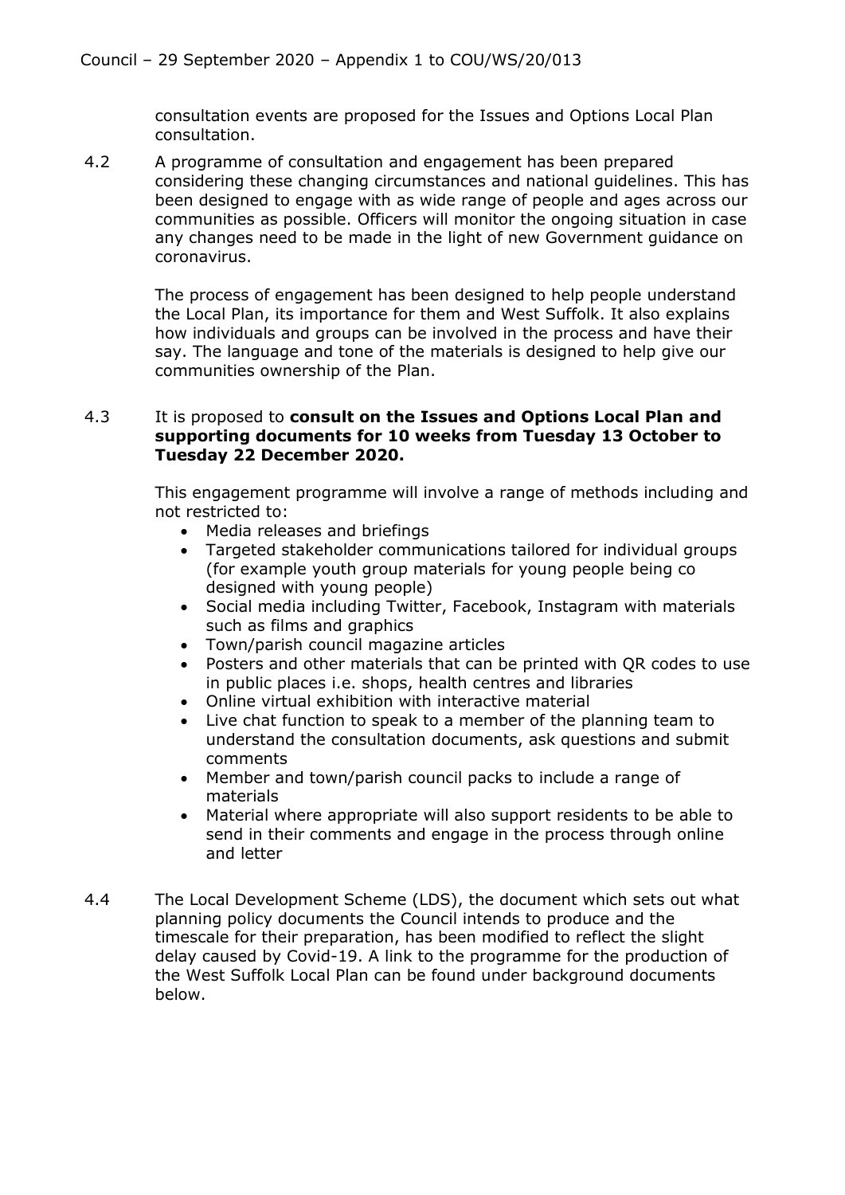consultation events are proposed for the Issues and Options Local Plan consultation.

4.2 A programme of consultation and engagement has been prepared considering these changing circumstances and national guidelines. This has been designed to engage with as wide range of people and ages across our communities as possible. Officers will monitor the ongoing situation in case any changes need to be made in the light of new Government guidance on coronavirus.

The process of engagement has been designed to help people understand the Local Plan, its importance for them and West Suffolk. It also explains how individuals and groups can be involved in the process and have their say. The language and tone of the materials is designed to help give our communities ownership of the Plan.

4.3 It is proposed to **consult on the Issues and Options Local Plan and supporting documents for 10 weeks from Tuesday 13 October to Tuesday 22 December 2020.**

This engagement programme will involve a range of methods including and not restricted to:

- Media releases and briefings
- Targeted stakeholder communications tailored for individual groups (for example youth group materials for young people being co designed with young people)
- Social media including Twitter, Facebook, Instagram with materials such as films and graphics
- Town/parish council magazine articles
- Posters and other materials that can be printed with QR codes to use in public places i.e. shops, health centres and libraries
- Online virtual exhibition with interactive material
- Live chat function to speak to a member of the planning team to understand the consultation documents, ask questions and submit comments
- Member and town/parish council packs to include a range of materials
- Material where appropriate will also support residents to be able to send in their comments and engage in the process through online and letter

4.4 The Local Development Scheme (LDS), the document which sets out what planning policy documents the Council intends to produce and the timescale for their preparation, has been modified to reflect the slight delay caused by Covid-19. A link to the programme for the production of the West Suffolk Local Plan can be found under background documents below.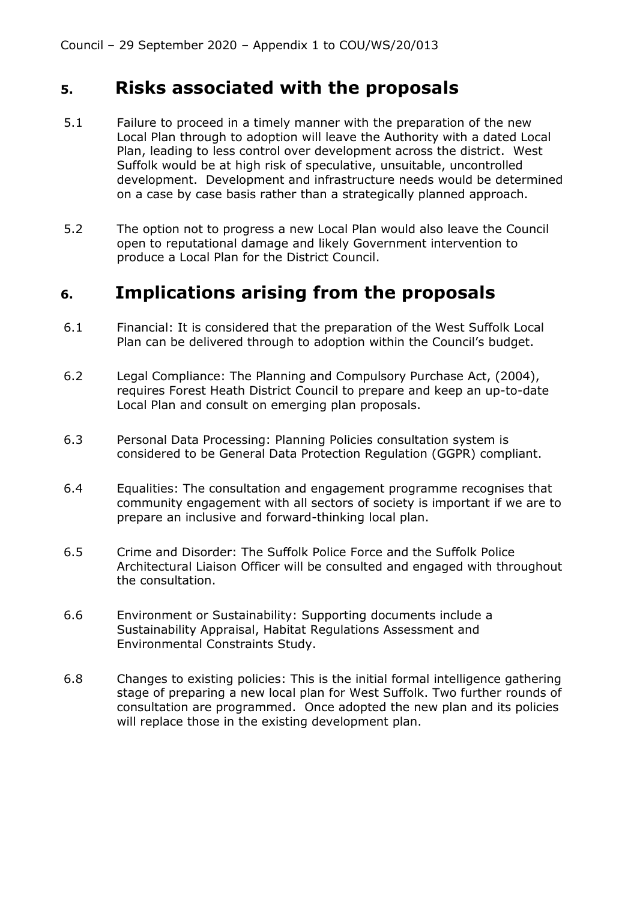## 5. Risks associated with the proposals

5.1 Failure to proceed in a timely manner with the preparation of the new Local Plan through to adoption will leave the Authority with a dated Local Plan, leading to less control over development across the district. West Suffolk would be at high risk of speculative, unsuitable, uncontrolled development. Development and infrastructure needs would be determined on a case by case basis rather than a strategically planned approach.

5.2 The option not to progress a new Local Plan would also leave the Council open to reputational damage and likely Government intervention to produce a Local Plan for the District Council.

## 6. Implications arising from the proposals

6.1 Financial: It is considered that the preparation of the West Suffolk Local Plan can be delivered through to adoption within the Council's budget.

6.2 Legal Compliance: The Planning and Compulsory Purchase Act, (2004), requires Forest Heath District Council to prepare and keep an up-to-date Local Plan and consult on emerging plan proposals.

6.3 Personal Data Processing: Planning Policies consultation system is considered to be General Data Protection Regulation (GGPR) compliant.

6.4 Equalities: The consultation and engagement programme recognises that community engagement with all sectors of society is important if we are to prepare an inclusive and forward-thinking local plan.

6.5 Crime and Disorder: The Suffolk Police Force and the Suffolk Police Architectural Liaison Officer will be consulted and engaged with throughout the consultation.

6.6 Environment or Sustainability: Supporting documents include a Sustainability Appraisal, Habitat Regulations Assessment and Environmental Constraints Study.

6.8 Changes to existing policies: This is the initial formal intelligence gathering stage of preparing a new local plan for West Suffolk. Two further rounds of consultation are programmed. Once adopted the new plan and its policies will replace those in the existing development plan.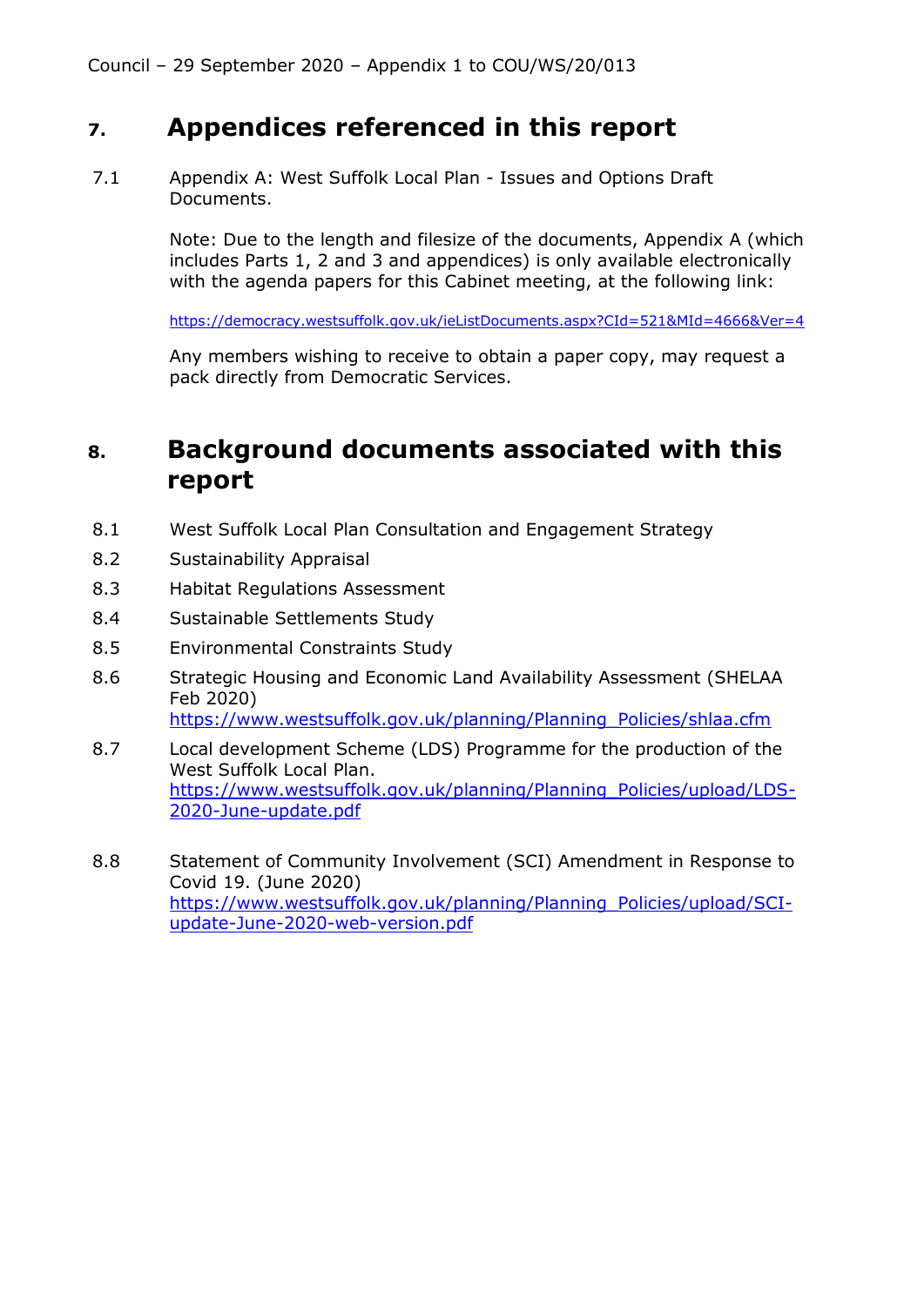## 7. Appendices referenced in this report

7.1 Appendix A: West Suffolk Local Plan - Issues and Options Draft Documents.

Note: Due to the length and filesize of the documents, Appendix A (which includes Parts 1, 2 and 3 and appendices) is only available electronically with the agenda papers for this Cabinet meeting, at the following link:

https://democracy.westsuffolk.gov.uk/ieListDocuments.aspx?CId=521&MId=4666&Ver=4

Any members wishing to receive to obtain a paper copy, may request a pack directly from Democratic Services.

## 8. Background documents associated with this report

8.1 West Suffolk Local Plan Consultation and Engagement Strategy

8.2 Sustainability Appraisal

8.3 Habitat Regulations Assessment

8.4 Sustainable Settlements Study

8.5 Environmental Constraints Study

8.6 Strategic Housing and Economic Land Availability Assessment (SHELAA Feb 2020)
https://www.westsuffolk.gov.uk/planning/Planning_Policies/shlaa.cfm

8.7 Local development Scheme (LDS) Programme for the production of the West Suffolk Local Plan.
https://www.westsuffolk.gov.uk/planning/Planning_Policies/upload/LDS-2020-June-update.pdf

8.8 Statement of Community Involvement (SCI) Amendment in Response to Covid 19. (June 2020)
https://www.westsuffolk.gov.uk/planning/Planning_Policies/upload/SCI-update-June-2020-web-version.pdf